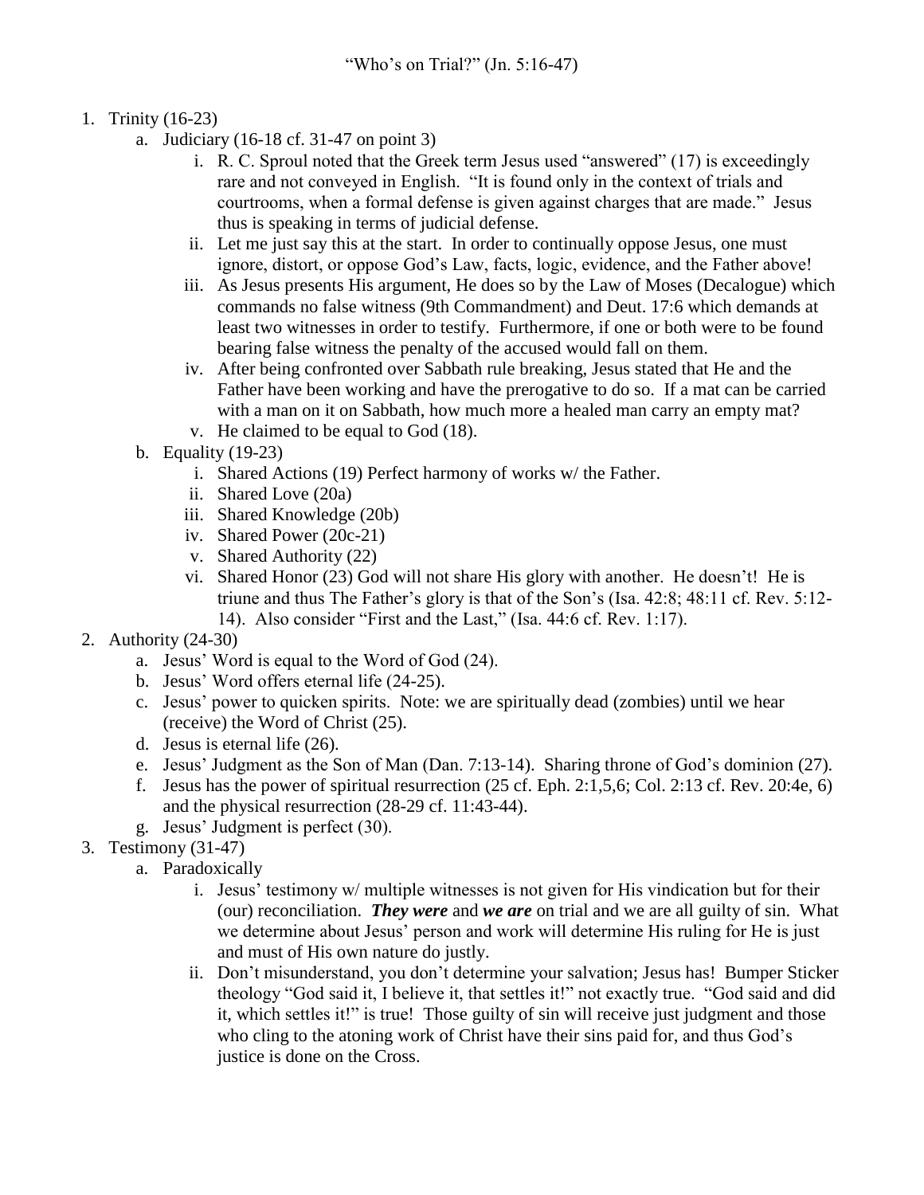# "Who's on Trial?" (Jn. 5:16-47)

1. Trinity (16-23)
   a. Judiciary (16-18 cf. 31-47 on point 3)
      i. R. C. Sproul noted that the Greek term Jesus used "answered" (17) is exceedingly rare and not conveyed in English. "It is found only in the context of trials and courtrooms, when a formal defense is given against charges that are made." Jesus thus is speaking in terms of judicial defense.
      ii. Let me just say this at the start. In order to continually oppose Jesus, one must ignore, distort, or oppose God's Law, facts, logic, evidence, and the Father above!
      iii. As Jesus presents His argument, He does so by the Law of Moses (Decalogue) which commands no false witness (9th Commandment) and Deut. 17:6 which demands at least two witnesses in order to testify. Furthermore, if one or both were to be found bearing false witness the penalty of the accused would fall on them.
      iv. After being confronted over Sabbath rule breaking, Jesus stated that He and the Father have been working and have the prerogative to do so. If a mat can be carried with a man on it on Sabbath, how much more a healed man carry an empty mat?
      v. He claimed to be equal to God (18).
   b. Equality (19-23)
      i. Shared Actions (19) Perfect harmony of works w/ the Father.
      ii. Shared Love (20a)
      iii. Shared Knowledge (20b)
      iv. Shared Power (20c-21)
      v. Shared Authority (22)
      vi. Shared Honor (23) God will not share His glory with another. He doesn't! He is triune and thus The Father's glory is that of the Son's (Isa. 42:8; 48:11 cf. Rev. 5:12-14). Also consider "First and the Last," (Isa. 44:6 cf. Rev. 1:17).
2. Authority (24-30)
   a. Jesus' Word is equal to the Word of God (24).
   b. Jesus' Word offers eternal life (24-25).
   c. Jesus' power to quicken spirits. Note: we are spiritually dead (zombies) until we hear (receive) the Word of Christ (25).
   d. Jesus is eternal life (26).
   e. Jesus' Judgment as the Son of Man (Dan. 7:13-14). Sharing throne of God's dominion (27).
   f. Jesus has the power of spiritual resurrection (25 cf. Eph. 2:1,5,6; Col. 2:13 cf. Rev. 20:4e, 6) and the physical resurrection (28-29 cf. 11:43-44).
   g. Jesus' Judgment is perfect (30).
3. Testimony (31-47)
   a. Paradoxically
      i. Jesus' testimony w/ multiple witnesses is not given for His vindication but for their (our) reconciliation. ***They were*** and ***we are*** on trial and we are all guilty of sin. What we determine about Jesus' person and work will determine His ruling for He is just and must of His own nature do justly.
      ii. Don't misunderstand, you don't determine your salvation; Jesus has! Bumper Sticker theology "God said it, I believe it, that settles it!" not exactly true. "God said and did it, which settles it!" is true! Those guilty of sin will receive just judgment and those who cling to the atoning work of Christ have their sins paid for, and thus God's justice is done on the Cross.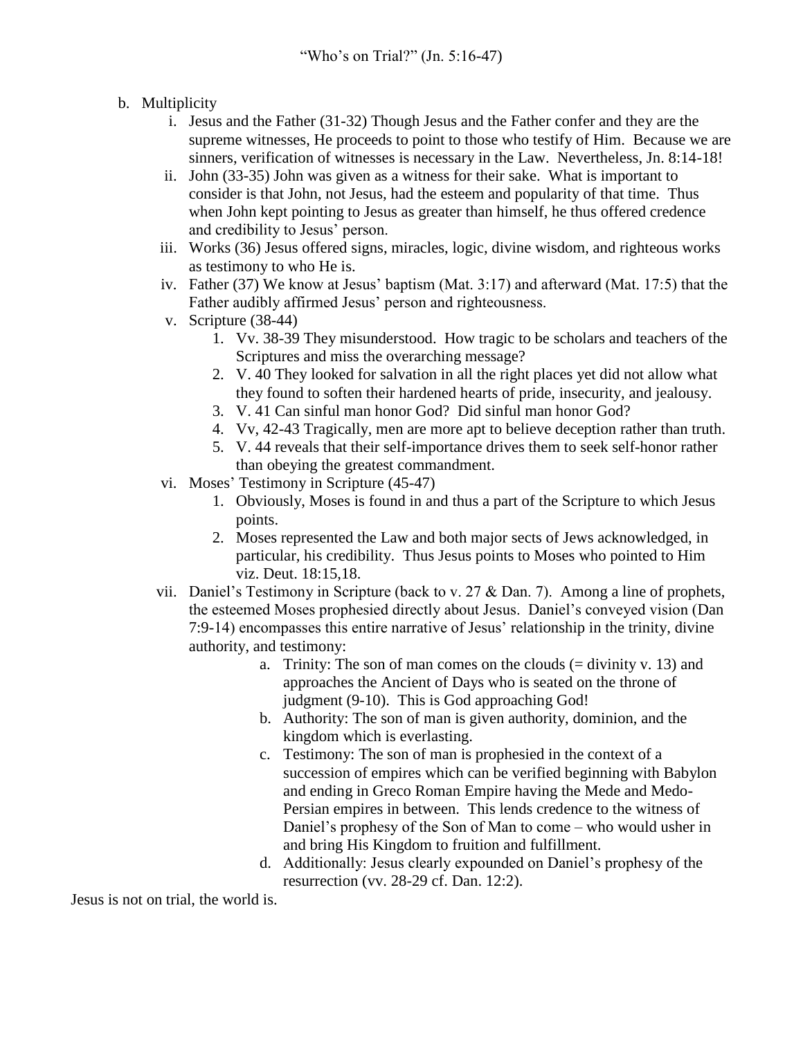b. Multiplicity

   i. Jesus and the Father (31-32) Though Jesus and the Father confer and they are the supreme witnesses, He proceeds to point to those who testify of Him. Because we are sinners, verification of witnesses is necessary in the Law. Nevertheless, Jn. 8:14-18!

   ii. John (33-35) John was given as a witness for their sake. What is important to consider is that John, not Jesus, had the esteem and popularity of that time. Thus when John kept pointing to Jesus as greater than himself, he thus offered credence and credibility to Jesus' person.

   iii. Works (36) Jesus offered signs, miracles, logic, divine wisdom, and righteous works as testimony to who He is.

   iv. Father (37) We know at Jesus' baptism (Mat. 3:17) and afterward (Mat. 17:5) that the Father audibly affirmed Jesus' person and righteousness.

   v. Scripture (38-44)
      1. Vv. 38-39 They misunderstood. How tragic to be scholars and teachers of the Scriptures and miss the overarching message?
      2. V. 40 They looked for salvation in all the right places yet did not allow what they found to soften their hardened hearts of pride, insecurity, and jealousy.
      3. V. 41 Can sinful man honor God? Did sinful man honor God?
      4. Vv, 42-43 Tragically, men are more apt to believe deception rather than truth.
      5. V. 44 reveals that their self-importance drives them to seek self-honor rather than obeying the greatest commandment.

   vi. Moses' Testimony in Scripture (45-47)
      1. Obviously, Moses is found in and thus a part of the Scripture to which Jesus points.
      2. Moses represented the Law and both major sects of Jews acknowledged, in particular, his credibility. Thus Jesus points to Moses who pointed to Him viz. Deut. 18:15,18.

   vii. Daniel's Testimony in Scripture (back to v. 27 & Dan. 7). Among a line of prophets, the esteemed Moses prophesied directly about Jesus. Daniel's conveyed vision (Dan 7:9-14) encompasses this entire narrative of Jesus' relationship in the trinity, divine authority, and testimony:
      a. Trinity: The son of man comes on the clouds (= divinity v. 13) and approaches the Ancient of Days who is seated on the throne of judgment (9-10). This is God approaching God!
      b. Authority: The son of man is given authority, dominion, and the kingdom which is everlasting.
      c. Testimony: The son of man is prophesied in the context of a succession of empires which can be verified beginning with Babylon and ending in Greco Roman Empire having the Mede and Medo-Persian empires in between. This lends credence to the witness of Daniel's prophesy of the Son of Man to come – who would usher in and bring His Kingdom to fruition and fulfillment.
      d. Additionally: Jesus clearly expounded on Daniel's prophesy of the resurrection (vv. 28-29 cf. Dan. 12:2).

Jesus is not on trial, the world is.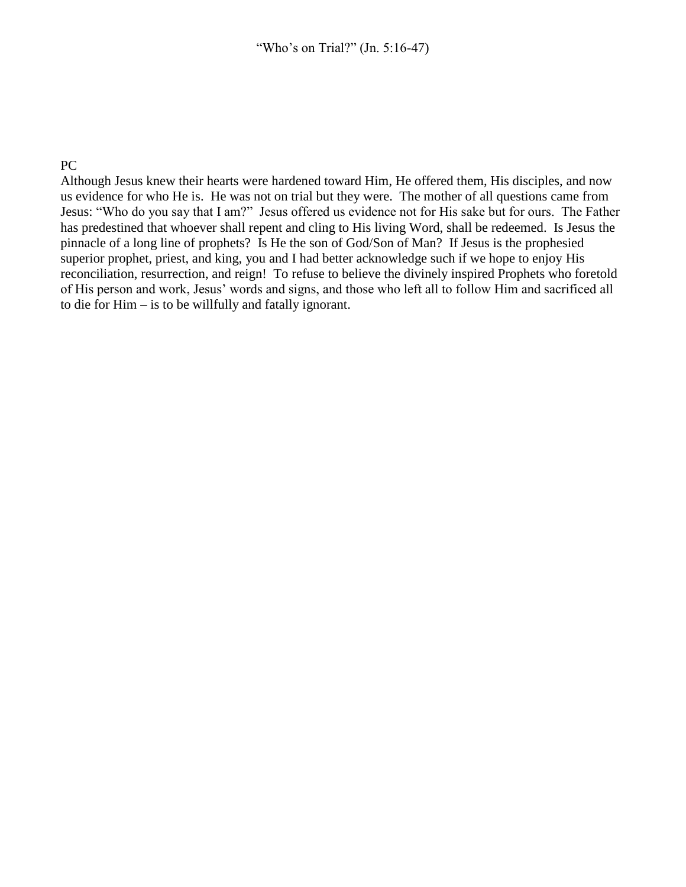PC

Although Jesus knew their hearts were hardened toward Him, He offered them, His disciples, and now us evidence for who He is. He was not on trial but they were. The mother of all questions came from Jesus: "Who do you say that I am?" Jesus offered us evidence not for His sake but for ours. The Father has predestined that whoever shall repent and cling to His living Word, shall be redeemed. Is Jesus the pinnacle of a long line of prophets? Is He the son of God/Son of Man? If Jesus is the prophesied superior prophet, priest, and king, you and I had better acknowledge such if we hope to enjoy His reconciliation, resurrection, and reign! To refuse to believe the divinely inspired Prophets who foretold of His person and work, Jesus' words and signs, and those who left all to follow Him and sacrificed all to die for Him – is to be willfully and fatally ignorant.